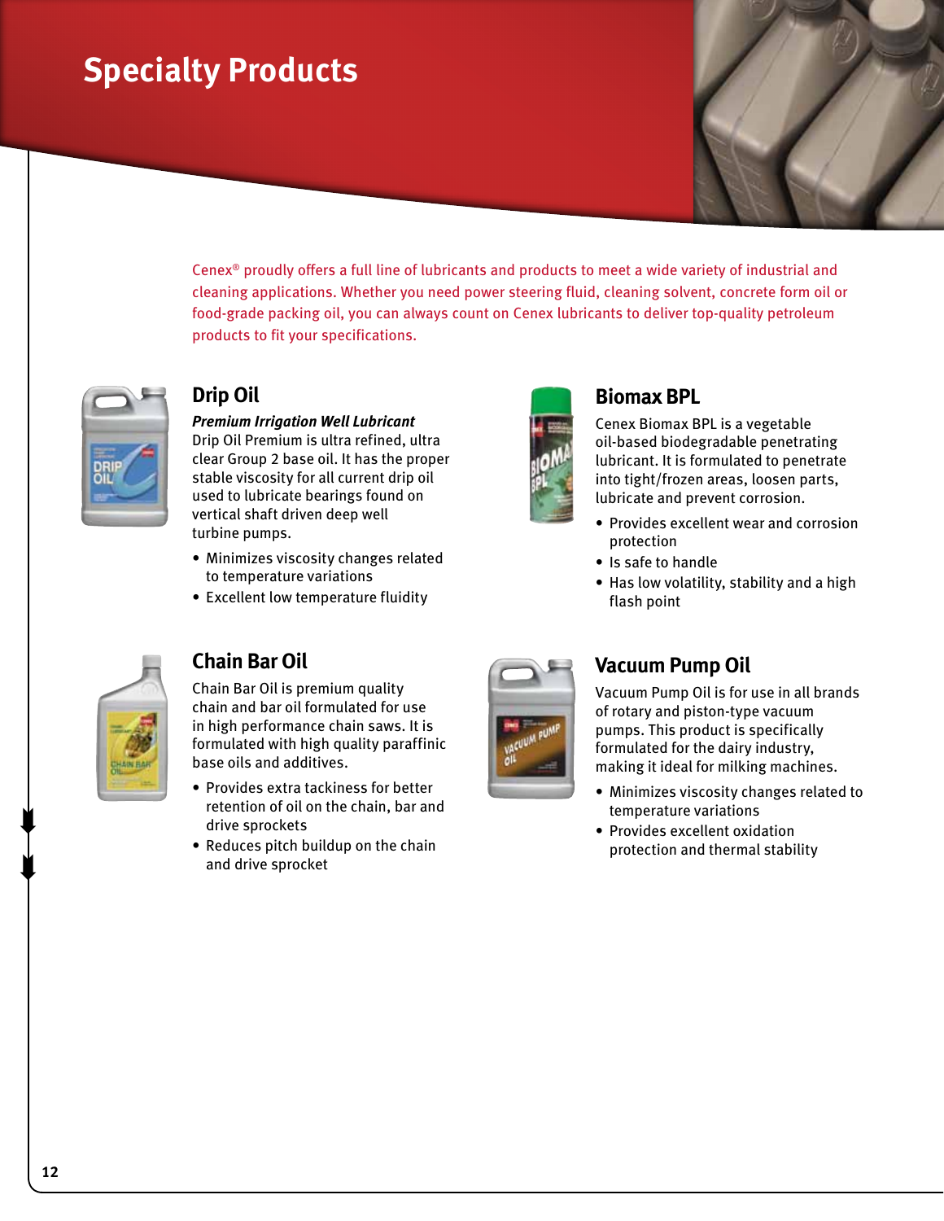# Specialty Products

Cenex® proudly offers a full line of lubricants and products to meet a wide variety of industrial and cleaning applications. Whether you need power steering fluid, cleaning solvent, concrete form oil or food-grade packing oil, you can always count on Cenex lubricants to deliver top-quality petroleum products to fit your specifications.

## Drip Oil

***Premium Irrigation Well Lubricant***

Drip Oil Premium is ultra refined, ultra clear Group 2 base oil. It has the proper stable viscosity for all current drip oil used to lubricate bearings found on vertical shaft driven deep well turbine pumps.

- Minimizes viscosity changes related to temperature variations
- Excellent low temperature fluidity

## Chain Bar Oil

Chain Bar Oil is premium quality chain and bar oil formulated for use in high performance chain saws. It is formulated with high quality paraffinic base oils and additives.

- Provides extra tackiness for better retention of oil on the chain, bar and drive sprockets
- Reduces pitch buildup on the chain and drive sprocket

## Biomax BPL

Cenex Biomax BPL is a vegetable oil-based biodegradable penetrating lubricant. It is formulated to penetrate into tight/frozen areas, loosen parts, lubricate and prevent corrosion.

- Provides excellent wear and corrosion protection
- Is safe to handle
- Has low volatility, stability and a high flash point

## Vacuum Pump Oil

Vacuum Pump Oil is for use in all brands of rotary and piston-type vacuum pumps. This product is specifically formulated for the dairy industry, making it ideal for milking machines.

- Minimizes viscosity changes related to temperature variations
- Provides excellent oxidation protection and thermal stability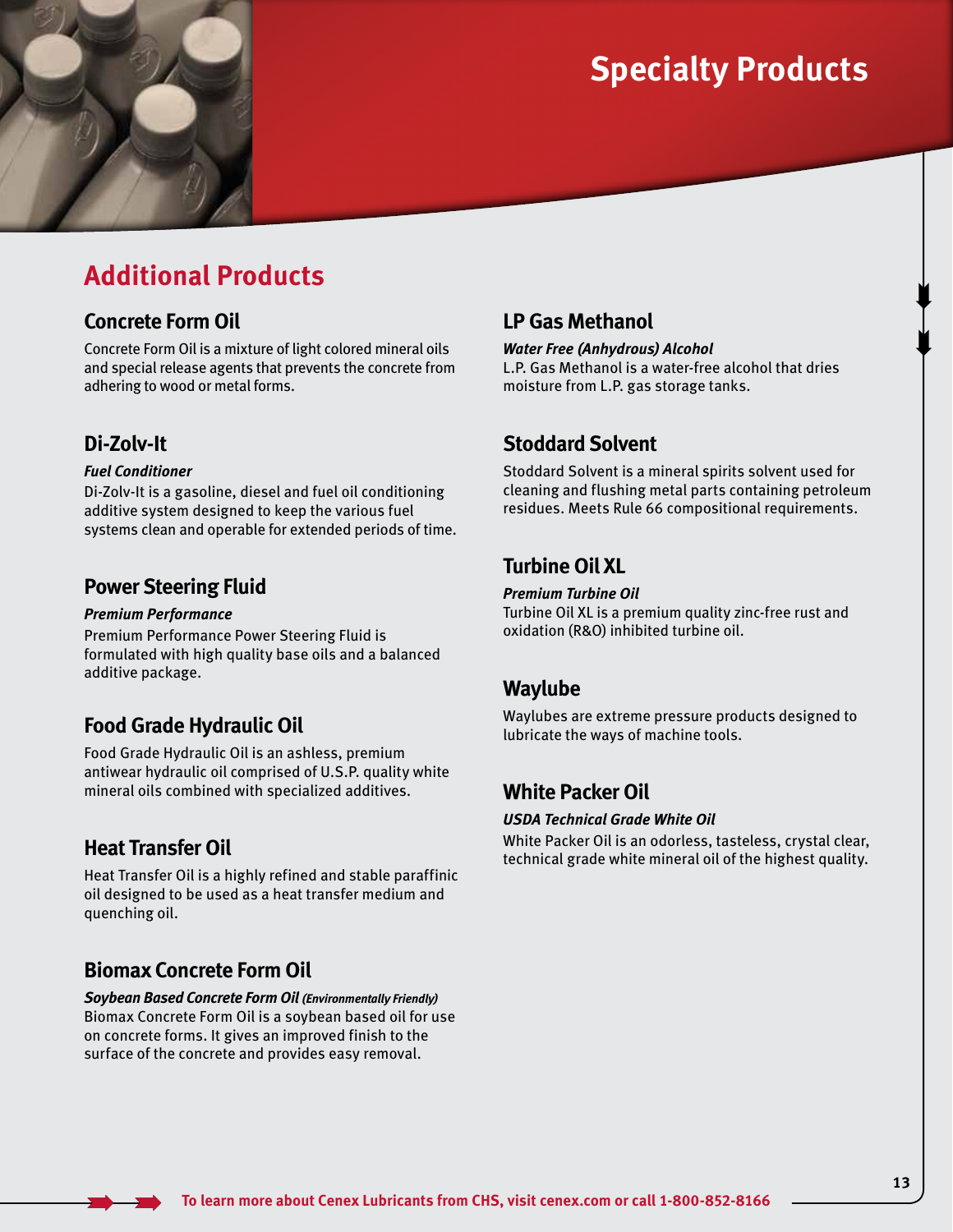# Specialty Products

## Additional Products

### Concrete Form Oil

Concrete Form Oil is a mixture of light colored mineral oils and special release agents that prevents the concrete from adhering to wood or metal forms.

### Di-Zolv-It

***Fuel Conditioner***

Di-Zolv-It is a gasoline, diesel and fuel oil conditioning additive system designed to keep the various fuel systems clean and operable for extended periods of time.

### Power Steering Fluid

***Premium Performance***

Premium Performance Power Steering Fluid is formulated with high quality base oils and a balanced additive package.

### Food Grade Hydraulic Oil

Food Grade Hydraulic Oil is an ashless, premium antiwear hydraulic oil comprised of U.S.P. quality white mineral oils combined with specialized additives.

### Heat Transfer Oil

Heat Transfer Oil is a highly refined and stable paraffinic oil designed to be used as a heat transfer medium and quenching oil.

### Biomax Concrete Form Oil

***Soybean Based Concrete Form Oil** (Environmentally Friendly)*

Biomax Concrete Form Oil is a soybean based oil for use on concrete forms. It gives an improved finish to the surface of the concrete and provides easy removal.

### LP Gas Methanol

***Water Free (Anhydrous) Alcohol***

L.P. Gas Methanol is a water-free alcohol that dries moisture from L.P. gas storage tanks.

### Stoddard Solvent

Stoddard Solvent is a mineral spirits solvent used for cleaning and flushing metal parts containing petroleum residues. Meets Rule 66 compositional requirements.

### Turbine Oil XL

***Premium Turbine Oil***

Turbine Oil XL is a premium quality zinc-free rust and oxidation (R&O) inhibited turbine oil.

### Waylube

Waylubes are extreme pressure products designed to lubricate the ways of machine tools.

### White Packer Oil

***USDA Technical Grade White Oil***

White Packer Oil is an odorless, tasteless, crystal clear, technical grade white mineral oil of the highest quality.

**To learn more about Cenex Lubricants from CHS, visit cenex.com or call 1-800-852-8166**